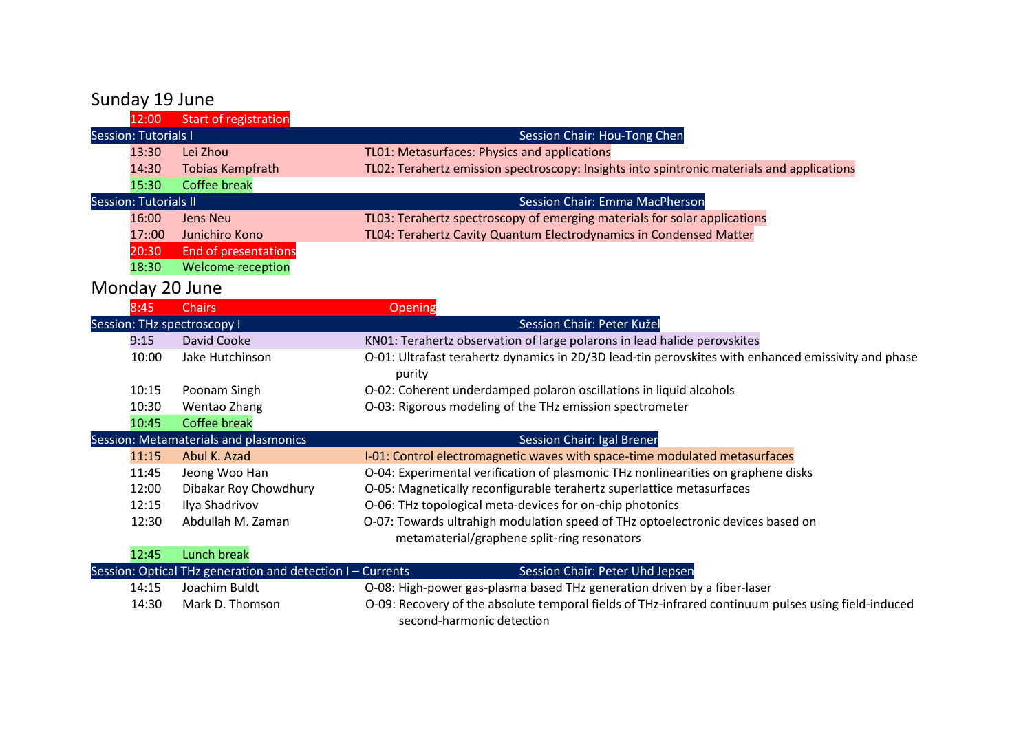## Sunday 19 June

| Time | Speaker | Title |
|---|---|---|
| 12:00 | Start of registration | |
| **Session: Tutorials I** | | **Session Chair: Hou-Tong Chen** |
| 13:30 | Lei Zhou | TL01: Metasurfaces: Physics and applications |
| 14:30 | Tobias Kampfrath | TL02: Terahertz emission spectroscopy: Insights into spintronic materials and applications |
| 15:30 | Coffee break | |
| **Session: Tutorials II** | | **Session Chair: Emma MacPherson** |
| 16:00 | Jens Neu | TL03: Terahertz spectroscopy of emerging materials for solar applications |
| 17::00 | Junichiro Kono | TL04: Terahertz Cavity Quantum Electrodynamics in Condensed Matter |
| 20:30 | End of presentations | |
| 18:30 | Welcome reception | |

## Monday 20 June

| Time | Speaker | Title |
|---|---|---|
| 8:45 | Chairs | Opening |
| **Session: THz spectroscopy I** | | **Session Chair: Peter Kužel** |
| 9:15 | David Cooke | KN01: Terahertz observation of large polarons in lead halide perovskites |
| 10:00 | Jake Hutchinson | O-01: Ultrafast terahertz dynamics in 2D/3D lead-tin perovskites with enhanced emissivity and phase purity |
| 10:15 | Poonam Singh | O-02: Coherent underdamped polaron oscillations in liquid alcohols |
| 10:30 | Wentao Zhang | O-03: Rigorous modeling of the THz emission spectrometer |
| 10:45 | Coffee break | |
| **Session: Metamaterials and plasmonics** | | **Session Chair: Igal Brener** |
| 11:15 | Abul K. Azad | I-01: Control electromagnetic waves with space-time modulated metasurfaces |
| 11:45 | Jeong Woo Han | O-04: Experimental verification of plasmonic THz nonlinearities on graphene disks |
| 12:00 | Dibakar Roy Chowdhury | O-05: Magnetically reconfigurable terahertz superlattice metasurfaces |
| 12:15 | Ilya Shadrivov | O-06: THz topological meta-devices for on-chip photonics |
| 12:30 | Abdullah M. Zaman | O-07: Towards ultrahigh modulation speed of THz optoelectronic devices based on metamaterial/graphene split-ring resonators |
| 12:45 | Lunch break | |
| **Session: Optical THz generation and detection I – Currents** | | **Session Chair: Peter Uhd Jepsen** |
| 14:15 | Joachim Buldt | O-08: High-power gas-plasma based THz generation driven by a fiber-laser |
| 14:30 | Mark D. Thomson | O-09: Recovery of the absolute temporal fields of THz-infrared continuum pulses using field-induced second-harmonic detection |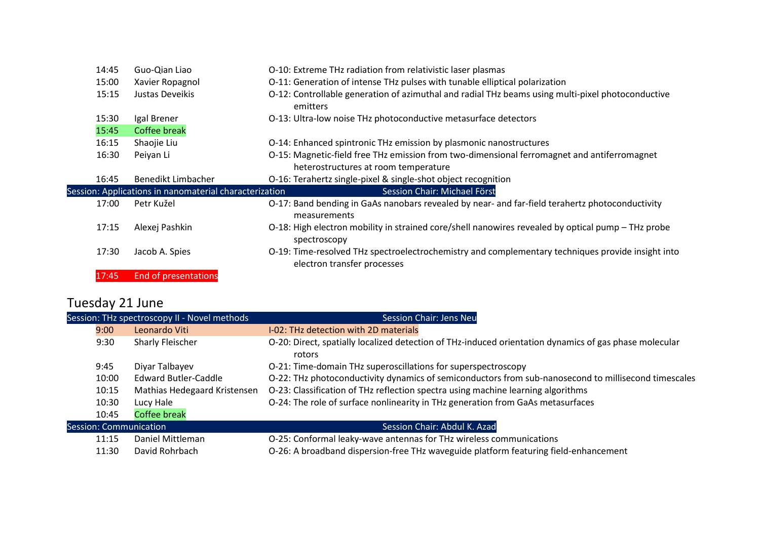| | | |
|---|---|---|
| 14:45 | Guo-Qian Liao | O-10: Extreme THz radiation from relativistic laser plasmas |
| 15:00 | Xavier Ropagnol | O-11: Generation of intense THz pulses with tunable elliptical polarization |
| 15:15 | Justas Deveikis | O-12: Controllable generation of azimuthal and radial THz beams using multi-pixel photoconductive emitters |
| 15:30 | Igal Brener | O-13: Ultra-low noise THz photoconductive metasurface detectors |
| 15:45 | Coffee break | |
| 16:15 | Shaojie Liu | O-14: Enhanced spintronic THz emission by plasmonic nanostructures |
| 16:30 | Peiyan Li | O-15: Magnetic-field free THz emission from two-dimensional ferromagnet and antiferromagnet heterostructures at room temperature |
| 16:45 | Benedikt Limbacher | O-16: Terahertz single-pixel & single-shot object recognition |
| **Session: Applications in nanomaterial characterization** | | **Session Chair: Michael Först** |
| 17:00 | Petr Kužel | O-17: Band bending in GaAs nanobars revealed by near- and far-field terahertz photoconductivity measurements |
| 17:15 | Alexej Pashkin | O-18: High electron mobility in strained core/shell nanowires revealed by optical pump – THz probe spectroscopy |
| 17:30 | Jacob A. Spies | O-19: Time-resolved THz spectroelectrochemistry and complementary techniques provide insight into electron transfer processes |
| 17:45 | End of presentations | |

## Tuesday 21 June

| | | |
|---|---|---|
| **Session: THz spectroscopy II - Novel methods** | | **Session Chair: Jens Neu** |
| 9:00 | Leonardo Viti | I-02: THz detection with 2D materials |
| 9:30 | Sharly Fleischer | O-20: Direct, spatially localized detection of THz-induced orientation dynamics of gas phase molecular rotors |
| 9:45 | Diyar Talbayev | O-21: Time-domain THz superoscillations for superspectroscopy |
| 10:00 | Edward Butler-Caddle | O-22: THz photoconductivity dynamics of semiconductors from sub-nanosecond to millisecond timescales |
| 10:15 | Mathias Hedegaard Kristensen | O-23: Classification of THz reflection spectra using machine learning algorithms |
| 10:30 | Lucy Hale | O-24: The role of surface nonlinearity in THz generation from GaAs metasurfaces |
| 10:45 | Coffee break | |
| **Session: Communication** | | **Session Chair: Abdul K. Azad** |
| 11:15 | Daniel Mittleman | O-25: Conformal leaky-wave antennas for THz wireless communications |
| 11:30 | David Rohrbach | O-26: A broadband dispersion-free THz waveguide platform featuring field-enhancement |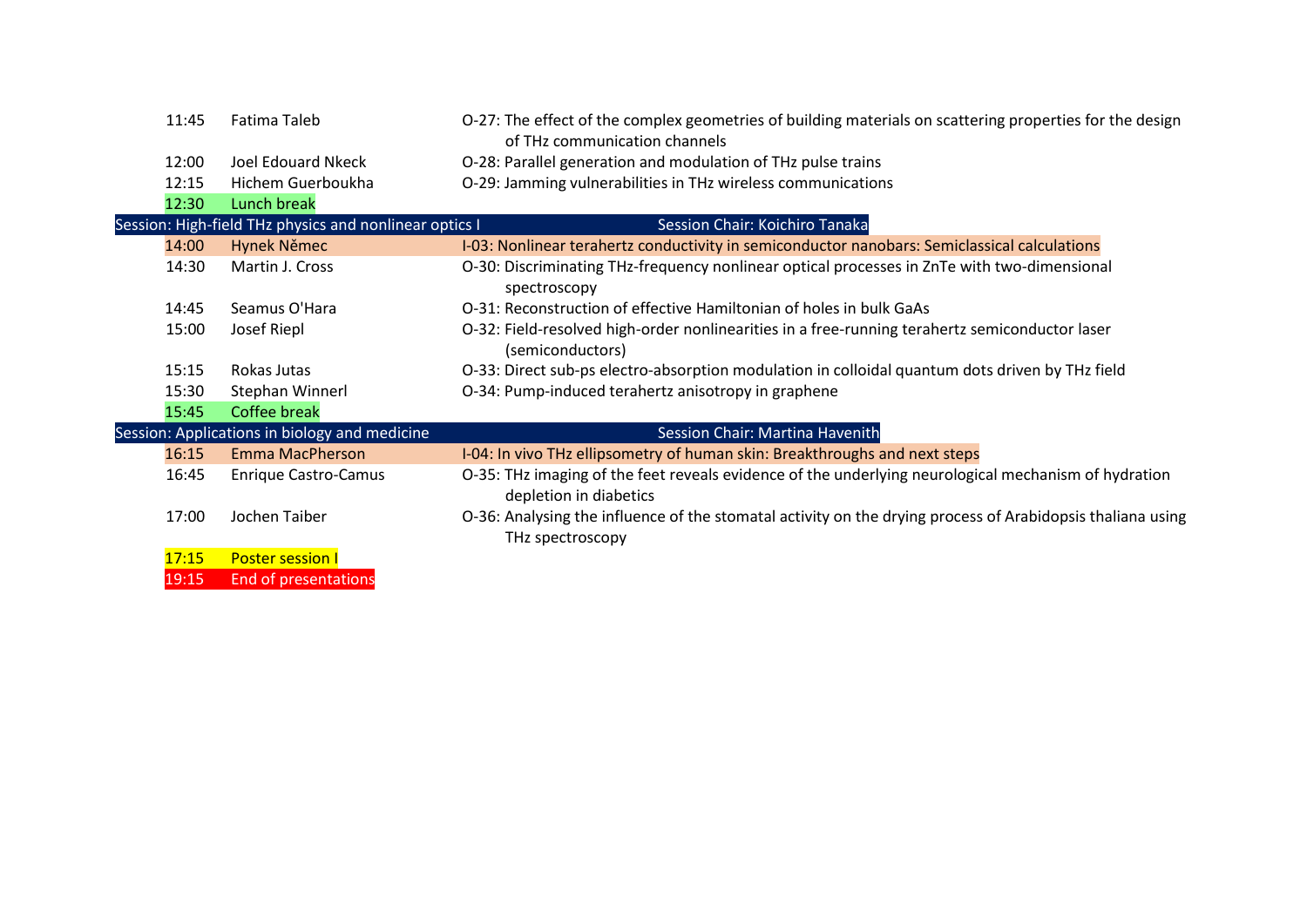| Time | Speaker | Title |
|---|---|---|
| 11:45 | Fatima Taleb | O-27: The effect of the complex geometries of building materials on scattering properties for the design of THz communication channels |
| 12:00 | Joel Edouard Nkeck | O-28: Parallel generation and modulation of THz pulse trains |
| 12:15 | Hichem Guerboukha | O-29: Jamming vulnerabilities in THz wireless communications |
| 12:30 | Lunch break | |
| **Session: High-field THz physics and nonlinear optics I** | | **Session Chair: Koichiro Tanaka** |
| 14:00 | Hynek Němec | I-03: Nonlinear terahertz conductivity in semiconductor nanobars: Semiclassical calculations |
| 14:30 | Martin J. Cross | O-30: Discriminating THz-frequency nonlinear optical processes in ZnTe with two-dimensional spectroscopy |
| 14:45 | Seamus O'Hara | O-31: Reconstruction of effective Hamiltonian of holes in bulk GaAs |
| 15:00 | Josef Riepl | O-32: Field-resolved high-order nonlinearities in a free-running terahertz semiconductor laser (semiconductors) |
| 15:15 | Rokas Jutas | O-33: Direct sub-ps electro-absorption modulation in colloidal quantum dots driven by THz field |
| 15:30 | Stephan Winnerl | O-34: Pump-induced terahertz anisotropy in graphene |
| 15:45 | Coffee break | |
| **Session: Applications in biology and medicine** | | **Session Chair: Martina Havenith** |
| 16:15 | Emma MacPherson | I-04: In vivo THz ellipsometry of human skin: Breakthroughs and next steps |
| 16:45 | Enrique Castro-Camus | O-35: THz imaging of the feet reveals evidence of the underlying neurological mechanism of hydration depletion in diabetics |
| 17:00 | Jochen Taiber | O-36: Analysing the influence of the stomatal activity on the drying process of Arabidopsis thaliana using THz spectroscopy |
| 17:15 | Poster session I | |
| 19:15 | End of presentations | |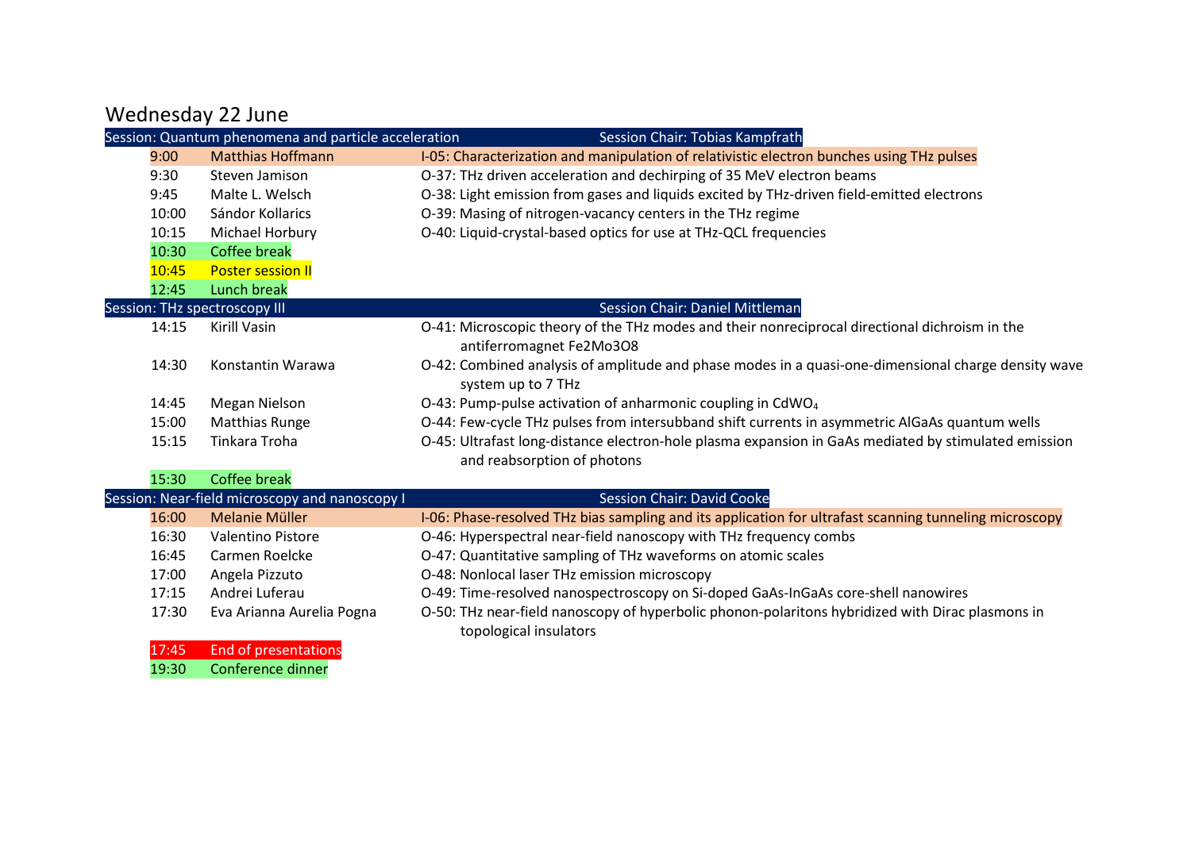# Wednesday 22 June

| Session: Quantum phenomena and particle acceleration | | Session Chair: Tobias Kampfrath |
|---|---|---|
| 9:00 | Matthias Hoffmann | I-05: Characterization and manipulation of relativistic electron bunches using THz pulses |
| 9:30 | Steven Jamison | O-37: THz driven acceleration and dechirping of 35 MeV electron beams |
| 9:45 | Malte L. Welsch | O-38: Light emission from gases and liquids excited by THz-driven field-emitted electrons |
| 10:00 | Sándor Kollarics | O-39: Masing of nitrogen-vacancy centers in the THz regime |
| 10:15 | Michael Horbury | O-40: Liquid-crystal-based optics for use at THz-QCL frequencies |
| 10:30 | Coffee break | |
| 10:45 | Poster session II | |
| 12:45 | Lunch break | |
| **Session: THz spectroscopy III** | | **Session Chair: Daniel Mittleman** |
| 14:15 | Kirill Vasin | O-41: Microscopic theory of the THz modes and their nonreciprocal directional dichroism in the antiferromagnet Fe2Mo3O8 |
| 14:30 | Konstantin Warawa | O-42: Combined analysis of amplitude and phase modes in a quasi-one-dimensional charge density wave system up to 7 THz |
| 14:45 | Megan Nielson | O-43: Pump-pulse activation of anharmonic coupling in $CdWO_4$ |
| 15:00 | Matthias Runge | O-44: Few-cycle THz pulses from intersubband shift currents in asymmetric AlGaAs quantum wells |
| 15:15 | Tinkara Troha | O-45: Ultrafast long-distance electron-hole plasma expansion in GaAs mediated by stimulated emission and reabsorption of photons |
| 15:30 | Coffee break | |
| **Session: Near-field microscopy and nanoscopy I** | | **Session Chair: David Cooke** |
| 16:00 | Melanie Müller | I-06: Phase-resolved THz bias sampling and its application for ultrafast scanning tunneling microscopy |
| 16:30 | Valentino Pistore | O-46: Hyperspectral near-field nanoscopy with THz frequency combs |
| 16:45 | Carmen Roelcke | O-47: Quantitative sampling of THz waveforms on atomic scales |
| 17:00 | Angela Pizzuto | O-48: Nonlocal laser THz emission microscopy |
| 17:15 | Andrei Luferau | O-49: Time-resolved nanospectroscopy on Si-doped GaAs-InGaAs core-shell nanowires |
| 17:30 | Eva Arianna Aurelia Pogna | O-50: THz near-field nanoscopy of hyperbolic phonon-polaritons hybridized with Dirac plasmons in topological insulators |
| 17:45 | End of presentations | |
| 19:30 | Conference dinner | |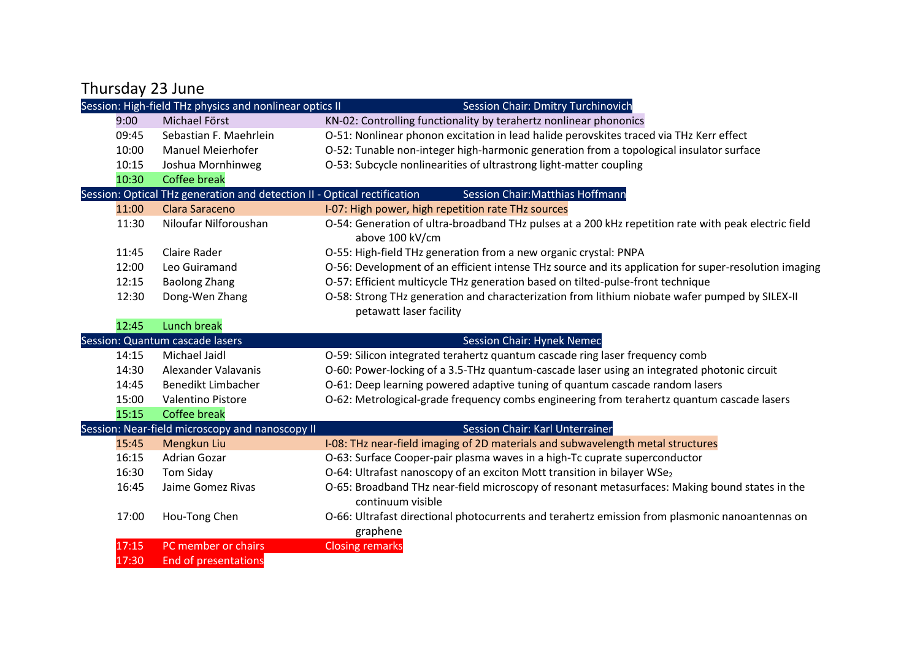# Thursday 23 June

| | | | |
|---|---|---|---|
| **Session: High-field THz physics and nonlinear optics II** | | | **Session Chair: Dmitry Turchinovich** |
| 9:00 | Michael Först | KN-02: Controlling functionality by terahertz nonlinear phononics | |
| 09:45 | Sebastian F. Maehrlein | O-51: Nonlinear phonon excitation in lead halide perovskites traced via THz Kerr effect | |
| 10:00 | Manuel Meierhofer | O-52: Tunable non-integer high-harmonic generation from a topological insulator surface | |
| 10:15 | Joshua Mornhinweg | O-53: Subcycle nonlinearities of ultrastrong light-matter coupling | |
| 10:30 | Coffee break | | |
| **Session: Optical THz generation and detection II - Optical rectification** | | | **Session Chair:Matthias Hoffmann** |
| 11:00 | Clara Saraceno | I-07: High power, high repetition rate THz sources | |
| 11:30 | Niloufar Nilforoushan | O-54: Generation of ultra-broadband THz pulses at a 200 kHz repetition rate with peak electric field above 100 kV/cm | |
| 11:45 | Claire Rader | O-55: High-field THz generation from a new organic crystal: PNPA | |
| 12:00 | Leo Guiramand | O-56: Development of an efficient intense THz source and its application for super-resolution imaging | |
| 12:15 | Baolong Zhang | O-57: Efficient multicycle THz generation based on tilted-pulse-front technique | |
| 12:30 | Dong-Wen Zhang | O-58: Strong THz generation and characterization from lithium niobate wafer pumped by SILEX-II petawatt laser facility | |
| 12:45 | Lunch break | | |
| **Session: Quantum cascade lasers** | | | **Session Chair: Hynek Nemec** |
| 14:15 | Michael Jaidl | O-59: Silicon integrated terahertz quantum cascade ring laser frequency comb | |
| 14:30 | Alexander Valavanis | O-60: Power-locking of a 3.5-THz quantum-cascade laser using an integrated photonic circuit | |
| 14:45 | Benedikt Limbacher | O-61: Deep learning powered adaptive tuning of quantum cascade random lasers | |
| 15:00 | Valentino Pistore | O-62: Metrological-grade frequency combs engineering from terahertz quantum cascade lasers | |
| 15:15 | Coffee break | | |
| **Session: Near-field microscopy and nanoscopy II** | | | **Session Chair: Karl Unterrainer** |
| 15:45 | Mengkun Liu | I-08: THz near-field imaging of 2D materials and subwavelength metal structures | |
| 16:15 | Adrian Gozar | O-63: Surface Cooper-pair plasma waves in a high-Tc cuprate superconductor | |
| 16:30 | Tom Siday | O-64: Ultrafast nanoscopy of an exciton Mott transition in bilayer $WSe_2$ | |
| 16:45 | Jaime Gomez Rivas | O-65: Broadband THz near-field microscopy of resonant metasurfaces: Making bound states in the continuum visible | |
| 17:00 | Hou-Tong Chen | O-66: Ultrafast directional photocurrents and terahertz emission from plasmonic nanoantennas on graphene | |
| 17:15 | PC member or chairs | Closing remarks | |
| 17:30 | End of presentations | | |